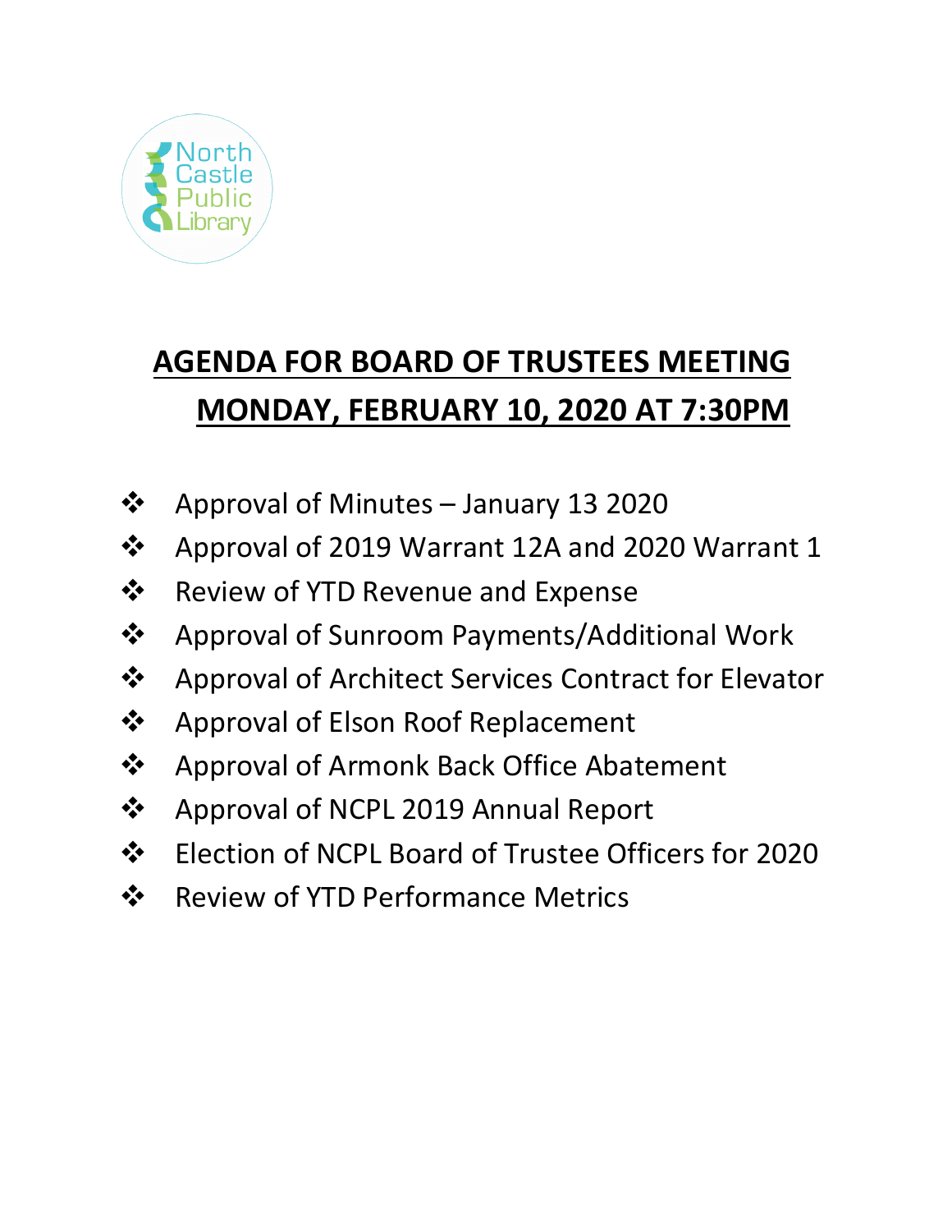North Castle Public Library

# AGENDA FOR BOARD OF TRUSTEES MEETING MONDAY, FEBRUARY 10, 2020 AT 7:30PM

- Approval of Minutes – January 13 2020
- Approval of 2019 Warrant 12A and 2020 Warrant 1
- Review of YTD Revenue and Expense
- Approval of Sunroom Payments/Additional Work
- Approval of Architect Services Contract for Elevator
- Approval of Elson Roof Replacement
- Approval of Armonk Back Office Abatement
- Approval of NCPL 2019 Annual Report
- Election of NCPL Board of Trustee Officers for 2020
- Review of YTD Performance Metrics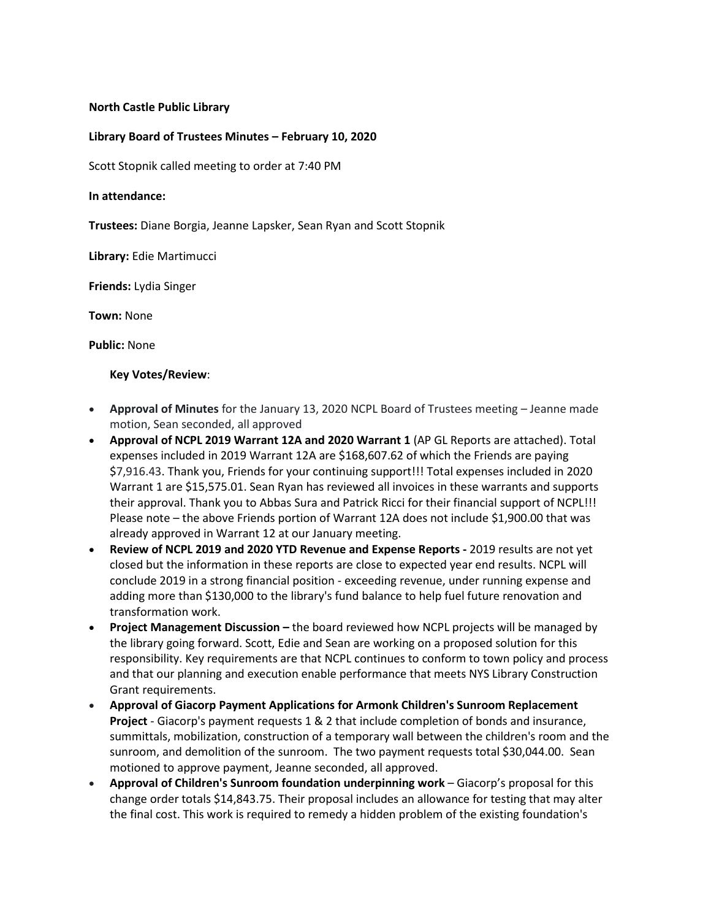**North Castle Public Library**

**Library Board of Trustees Minutes – February 10, 2020**

Scott Stopnik called meeting to order at 7:40 PM

**In attendance:**

**Trustees:** Diane Borgia, Jeanne Lapsker, Sean Ryan and Scott Stopnik

**Library:** Edie Martimucci

**Friends:** Lydia Singer

**Town:** None

**Public:** None

**Key Votes/Review**:

- **Approval of Minutes** for the January 13, 2020 NCPL Board of Trustees meeting – Jeanne made motion, Sean seconded, all approved
- **Approval of NCPL 2019 Warrant 12A and 2020 Warrant 1** (AP GL Reports are attached). Total expenses included in 2019 Warrant 12A are $168,607.62 of which the Friends are paying $7,916.43. Thank you, Friends for your continuing support!!! Total expenses included in 2020 Warrant 1 are $15,575.01. Sean Ryan has reviewed all invoices in these warrants and supports their approval. Thank you to Abbas Sura and Patrick Ricci for their financial support of NCPL!!! Please note – the above Friends portion of Warrant 12A does not include $1,900.00 that was already approved in Warrant 12 at our January meeting.
- **Review of NCPL 2019 and 2020 YTD Revenue and Expense Reports -** 2019 results are not yet closed but the information in these reports are close to expected year end results. NCPL will conclude 2019 in a strong financial position - exceeding revenue, under running expense and adding more than $130,000 to the library's fund balance to help fuel future renovation and transformation work.
- **Project Management Discussion –** the board reviewed how NCPL projects will be managed by the library going forward. Scott, Edie and Sean are working on a proposed solution for this responsibility. Key requirements are that NCPL continues to conform to town policy and process and that our planning and execution enable performance that meets NYS Library Construction Grant requirements.
- **Approval of Giacorp Payment Applications for Armonk Children's Sunroom Replacement Project** - Giacorp's payment requests 1 & 2 that include completion of bonds and insurance, summittals, mobilization, construction of a temporary wall between the children's room and the sunroom, and demolition of the sunroom. The two payment requests total $30,044.00. Sean motioned to approve payment, Jeanne seconded, all approved.
- **Approval of Children's Sunroom foundation underpinning work** – Giacorp's proposal for this change order totals $14,843.75. Their proposal includes an allowance for testing that may alter the final cost. This work is required to remedy a hidden problem of the existing foundation's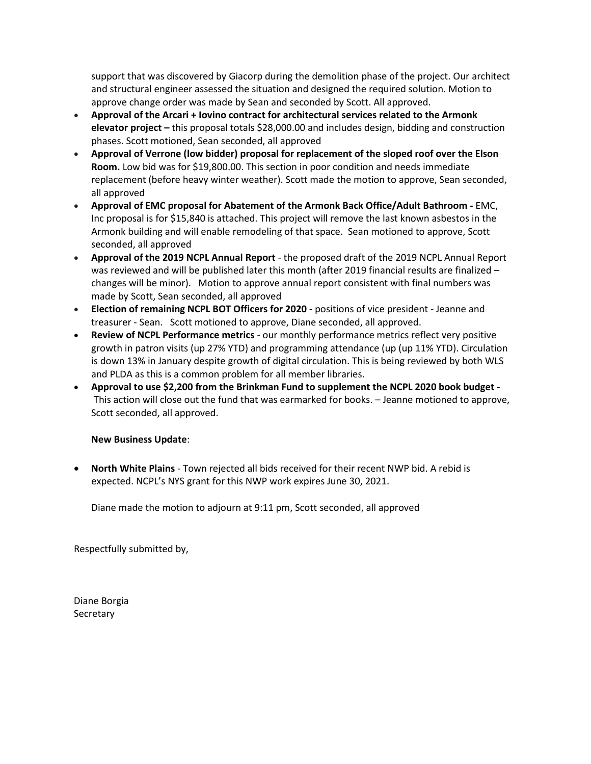support that was discovered by Giacorp during the demolition phase of the project. Our architect and structural engineer assessed the situation and designed the required solution. Motion to approve change order was made by Sean and seconded by Scott. All approved.

- **Approval of the Arcari + Iovino contract for architectural services related to the Armonk elevator project –** this proposal totals $28,000.00 and includes design, bidding and construction phases. Scott motioned, Sean seconded, all approved
- **Approval of Verrone (low bidder) proposal for replacement of the sloped roof over the Elson Room.** Low bid was for $19,800.00. This section in poor condition and needs immediate replacement (before heavy winter weather). Scott made the motion to approve, Sean seconded, all approved
- **Approval of EMC proposal for Abatement of the Armonk Back Office/Adult Bathroom -** EMC, Inc proposal is for $15,840 is attached. This project will remove the last known asbestos in the Armonk building and will enable remodeling of that space. Sean motioned to approve, Scott seconded, all approved
- **Approval of the 2019 NCPL Annual Report** - the proposed draft of the 2019 NCPL Annual Report was reviewed and will be published later this month (after 2019 financial results are finalized – changes will be minor). Motion to approve annual report consistent with final numbers was made by Scott, Sean seconded, all approved
- **Election of remaining NCPL BOT Officers for 2020 -** positions of vice president - Jeanne and treasurer - Sean. Scott motioned to approve, Diane seconded, all approved.
- **Review of NCPL Performance metrics** - our monthly performance metrics reflect very positive growth in patron visits (up 27% YTD) and programming attendance (up (up 11% YTD). Circulation is down 13% in January despite growth of digital circulation. This is being reviewed by both WLS and PLDA as this is a common problem for all member libraries.
- **Approval to use $2,200 from the Brinkman Fund to supplement the NCPL 2020 book budget -** This action will close out the fund that was earmarked for books. – Jeanne motioned to approve, Scott seconded, all approved.

**New Business Update**:

- **North White Plains** - Town rejected all bids received for their recent NWP bid. A rebid is expected. NCPL's NYS grant for this NWP work expires June 30, 2021.

Diane made the motion to adjourn at 9:11 pm, Scott seconded, all approved

Respectfully submitted by,

Diane Borgia
Secretary